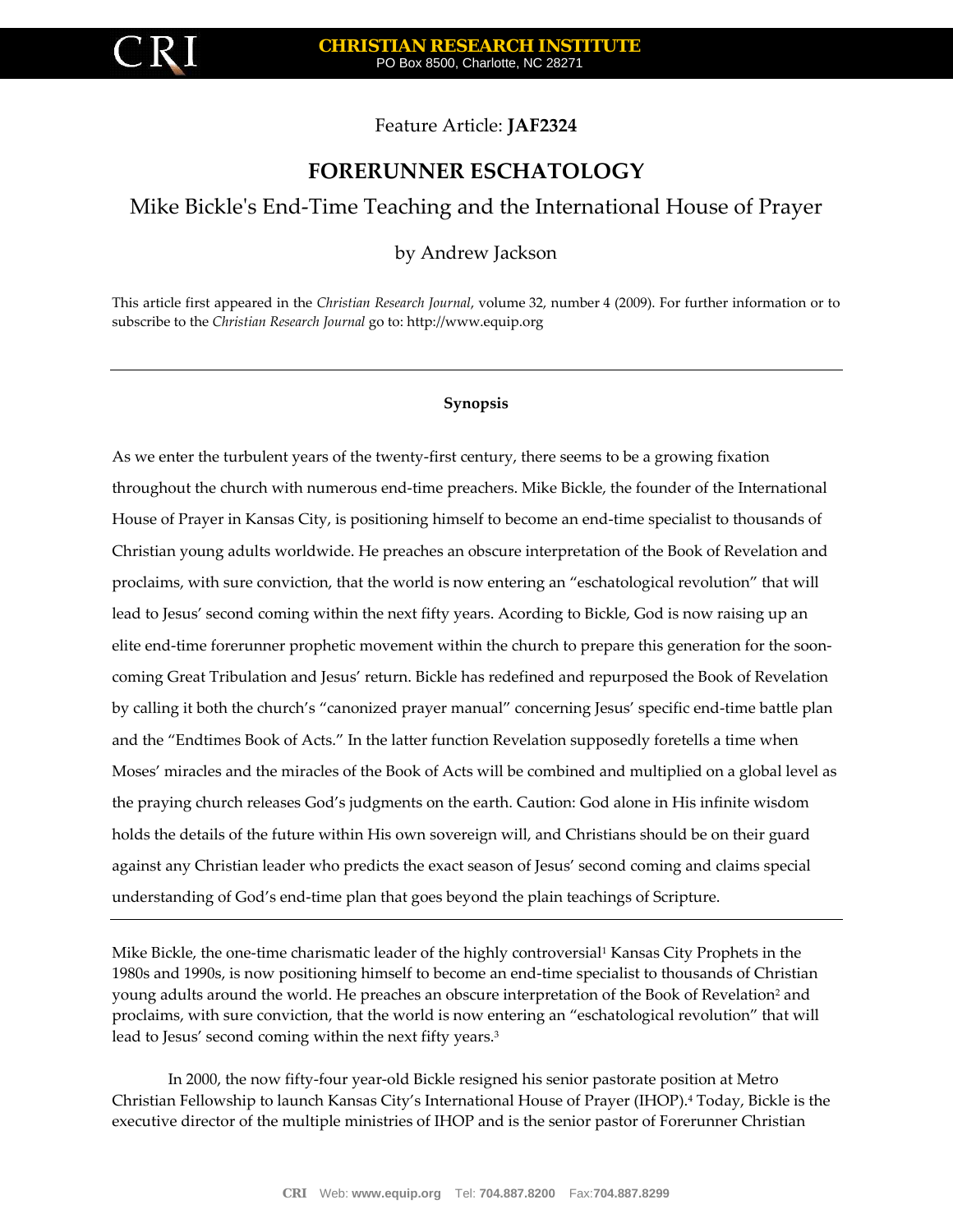Feature Article: **JAF2324**

# FORERUNNER ESCHATOLOGY

## Mike Bickle's End-Time Teaching and the International House of Prayer

by Andrew Jackson

This article first appeared in the *Christian Research Journal*, volume 32, number 4 (2009). For further information or to subscribe to the *Christian Research Journal* go to: http://www.equip.org

---

**Synopsis**

As we enter the turbulent years of the twenty-first century, there seems to be a growing fixation throughout the church with numerous end-time preachers. Mike Bickle, the founder of the International House of Prayer in Kansas City, is positioning himself to become an end-time specialist to thousands of Christian young adults worldwide. He preaches an obscure interpretation of the Book of Revelation and proclaims, with sure conviction, that the world is now entering an "eschatological revolution" that will lead to Jesus' second coming within the next fifty years. Acording to Bickle, God is now raising up an elite end-time forerunner prophetic movement within the church to prepare this generation for the soon-coming Great Tribulation and Jesus' return. Bickle has redefined and repurposed the Book of Revelation by calling it both the church's "canonized prayer manual" concerning Jesus' specific end-time battle plan and the "Endtimes Book of Acts." In the latter function Revelation supposedly foretells a time when Moses' miracles and the miracles of the Book of Acts will be combined and multiplied on a global level as the praying church releases God's judgments on the earth. Caution: God alone in His infinite wisdom holds the details of the future within His own sovereign will, and Christians should be on their guard against any Christian leader who predicts the exact season of Jesus' second coming and claims special understanding of God's end-time plan that goes beyond the plain teachings of Scripture.

---

Mike Bickle, the one-time charismatic leader of the highly controversial[1] Kansas City Prophets in the 1980s and 1990s, is now positioning himself to become an end-time specialist to thousands of Christian young adults around the world. He preaches an obscure interpretation of the Book of Revelation[2] and proclaims, with sure conviction, that the world is now entering an "eschatological revolution" that will lead to Jesus' second coming within the next fifty years.[3]

In 2000, the now fifty-four year-old Bickle resigned his senior pastorate position at Metro Christian Fellowship to launch Kansas City's International House of Prayer (IHOP).[4] Today, Bickle is the executive director of the multiple ministries of IHOP and is the senior pastor of Forerunner Christian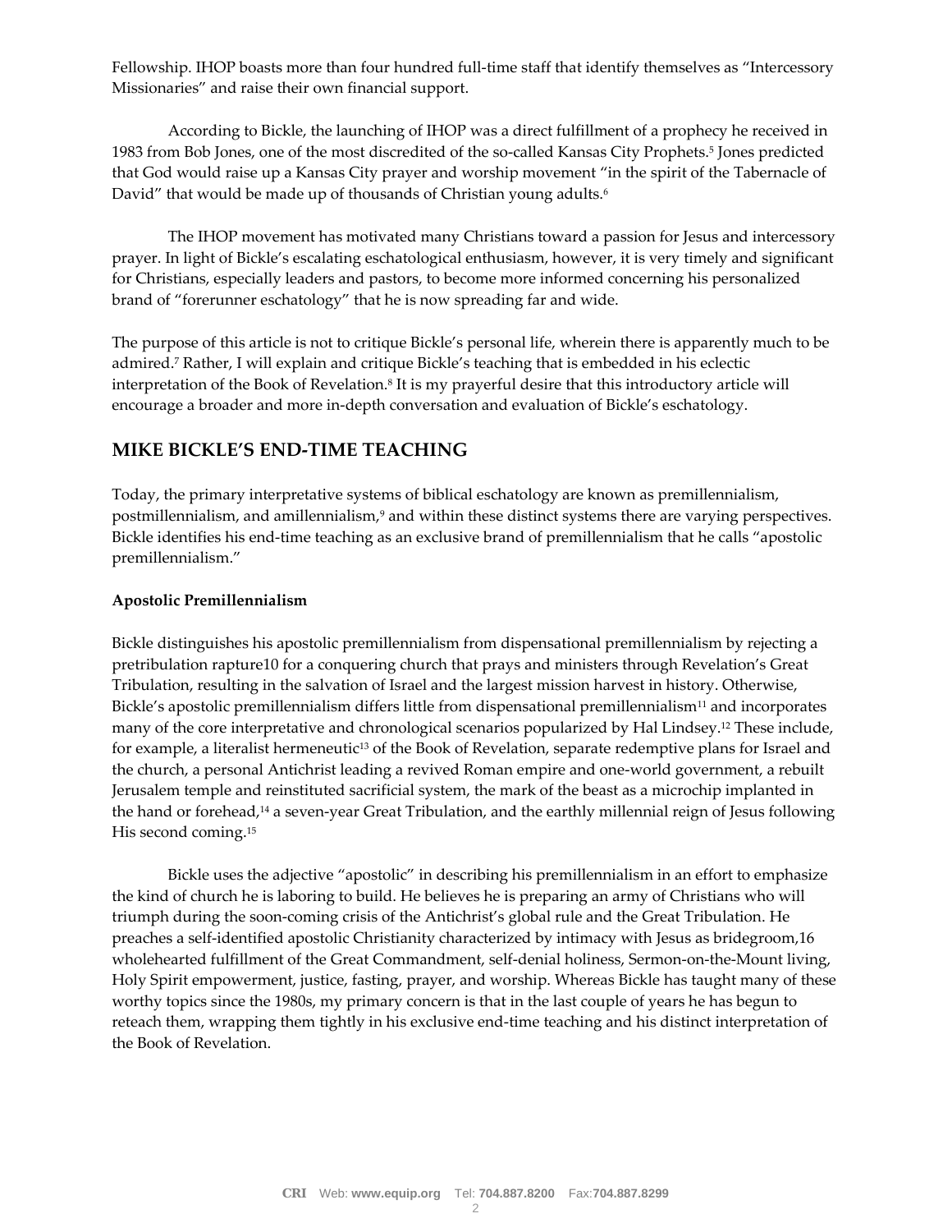Fellowship. IHOP boasts more than four hundred full-time staff that identify themselves as "Intercessory Missionaries" and raise their own financial support.

According to Bickle, the launching of IHOP was a direct fulfillment of a prophecy he received in 1983 from Bob Jones, one of the most discredited of the so-called Kansas City Prophets.[5] Jones predicted that God would raise up a Kansas City prayer and worship movement "in the spirit of the Tabernacle of David" that would be made up of thousands of Christian young adults.[6]

The IHOP movement has motivated many Christians toward a passion for Jesus and intercessory prayer. In light of Bickle's escalating eschatological enthusiasm, however, it is very timely and significant for Christians, especially leaders and pastors, to become more informed concerning his personalized brand of "forerunner eschatology" that he is now spreading far and wide.

The purpose of this article is not to critique Bickle's personal life, wherein there is apparently much to be admired.[7] Rather, I will explain and critique Bickle's teaching that is embedded in his eclectic interpretation of the Book of Revelation.[8] It is my prayerful desire that this introductory article will encourage a broader and more in-depth conversation and evaluation of Bickle's eschatology.

## MIKE BICKLE'S END-TIME TEACHING

Today, the primary interpretative systems of biblical eschatology are known as premillennialism, postmillennialism, and amillennialism,[9] and within these distinct systems there are varying perspectives. Bickle identifies his end-time teaching as an exclusive brand of premillennialism that he calls "apostolic premillennialism."

### Apostolic Premillennialism

Bickle distinguishes his apostolic premillennialism from dispensational premillennialism by rejecting a pretribulation rapture10 for a conquering church that prays and ministers through Revelation's Great Tribulation, resulting in the salvation of Israel and the largest mission harvest in history. Otherwise, Bickle's apostolic premillennialism differs little from dispensational premillennialism[11] and incorporates many of the core interpretative and chronological scenarios popularized by Hal Lindsey.[12] These include, for example, a literalist hermeneutic[13] of the Book of Revelation, separate redemptive plans for Israel and the church, a personal Antichrist leading a revived Roman empire and one-world government, a rebuilt Jerusalem temple and reinstituted sacrificial system, the mark of the beast as a microchip implanted in the hand or forehead,[14] a seven-year Great Tribulation, and the earthly millennial reign of Jesus following His second coming.[15]

Bickle uses the adjective "apostolic" in describing his premillennialism in an effort to emphasize the kind of church he is laboring to build. He believes he is preparing an army of Christians who will triumph during the soon-coming crisis of the Antichrist's global rule and the Great Tribulation. He preaches a self-identified apostolic Christianity characterized by intimacy with Jesus as bridegroom,16 wholehearted fulfillment of the Great Commandment, self-denial holiness, Sermon-on-the-Mount living, Holy Spirit empowerment, justice, fasting, prayer, and worship. Whereas Bickle has taught many of these worthy topics since the 1980s, my primary concern is that in the last couple of years he has begun to reteach them, wrapping them tightly in his exclusive end-time teaching and his distinct interpretation of the Book of Revelation.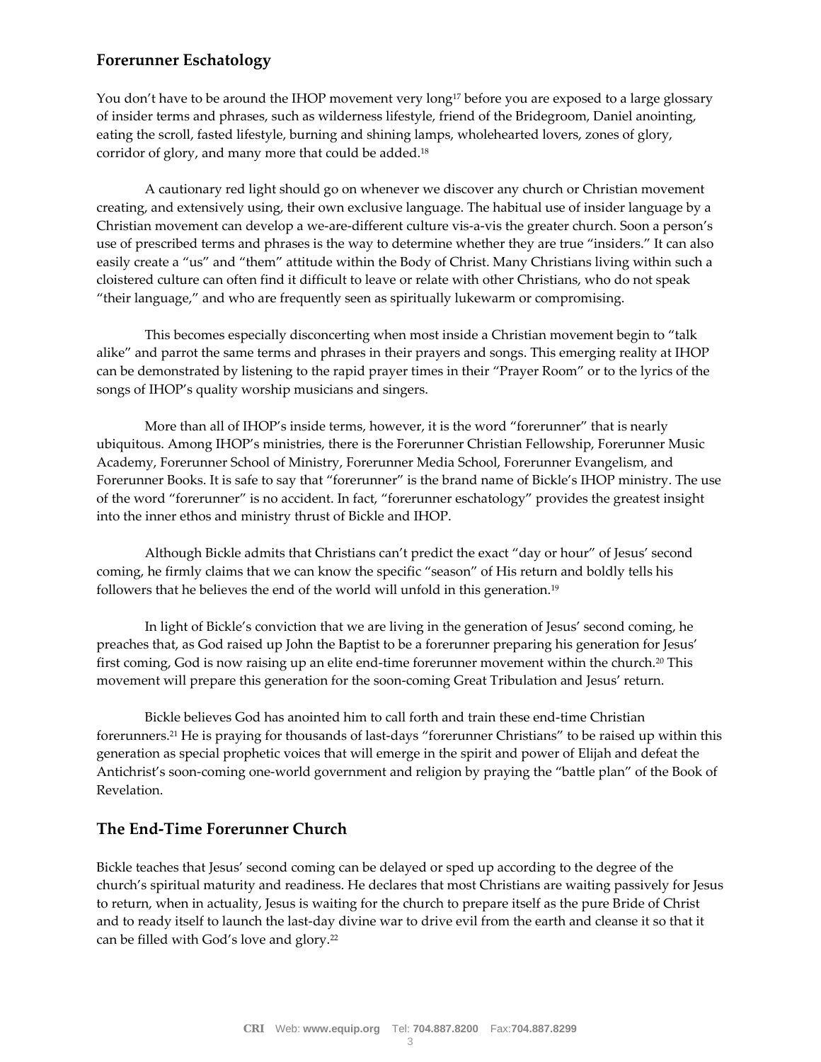## Forerunner Eschatology

You don't have to be around the IHOP movement very long[17] before you are exposed to a large glossary of insider terms and phrases, such as wilderness lifestyle, friend of the Bridegroom, Daniel anointing, eating the scroll, fasted lifestyle, burning and shining lamps, wholehearted lovers, zones of glory, corridor of glory, and many more that could be added.[18]

A cautionary red light should go on whenever we discover any church or Christian movement creating, and extensively using, their own exclusive language. The habitual use of insider language by a Christian movement can develop a we-are-different culture vis-a-vis the greater church. Soon a person's use of prescribed terms and phrases is the way to determine whether they are true "insiders." It can also easily create a "us" and "them" attitude within the Body of Christ. Many Christians living within such a cloistered culture can often find it difficult to leave or relate with other Christians, who do not speak "their language," and who are frequently seen as spiritually lukewarm or compromising.

This becomes especially disconcerting when most inside a Christian movement begin to "talk alike" and parrot the same terms and phrases in their prayers and songs. This emerging reality at IHOP can be demonstrated by listening to the rapid prayer times in their "Prayer Room" or to the lyrics of the songs of IHOP's quality worship musicians and singers.

More than all of IHOP's inside terms, however, it is the word "forerunner" that is nearly ubiquitous. Among IHOP's ministries, there is the Forerunner Christian Fellowship, Forerunner Music Academy, Forerunner School of Ministry, Forerunner Media School, Forerunner Evangelism, and Forerunner Books. It is safe to say that "forerunner" is the brand name of Bickle's IHOP ministry. The use of the word "forerunner" is no accident. In fact, "forerunner eschatology" provides the greatest insight into the inner ethos and ministry thrust of Bickle and IHOP.

Although Bickle admits that Christians can't predict the exact "day or hour" of Jesus' second coming, he firmly claims that we can know the specific "season" of His return and boldly tells his followers that he believes the end of the world will unfold in this generation.[19]

In light of Bickle's conviction that we are living in the generation of Jesus' second coming, he preaches that, as God raised up John the Baptist to be a forerunner preparing his generation for Jesus' first coming, God is now raising up an elite end-time forerunner movement within the church.[20] This movement will prepare this generation for the soon-coming Great Tribulation and Jesus' return.

Bickle believes God has anointed him to call forth and train these end-time Christian forerunners.[21] He is praying for thousands of last-days "forerunner Christians" to be raised up within this generation as special prophetic voices that will emerge in the spirit and power of Elijah and defeat the Antichrist's soon-coming one-world government and religion by praying the "battle plan" of the Book of Revelation.

## The End-Time Forerunner Church

Bickle teaches that Jesus' second coming can be delayed or sped up according to the degree of the church's spiritual maturity and readiness. He declares that most Christians are waiting passively for Jesus to return, when in actuality, Jesus is waiting for the church to prepare itself as the pure Bride of Christ and to ready itself to launch the last-day divine war to drive evil from the earth and cleanse it so that it can be filled with God's love and glory.[22]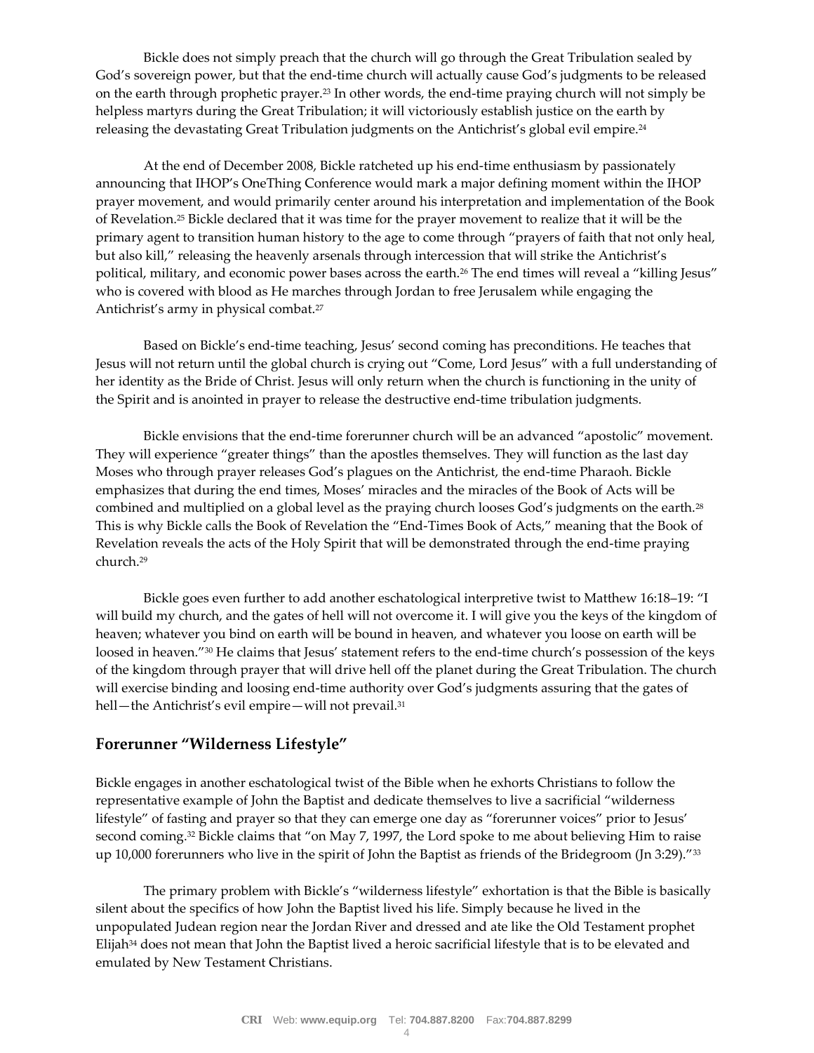Bickle does not simply preach that the church will go through the Great Tribulation sealed by God's sovereign power, but that the end-time church will actually cause God's judgments to be released on the earth through prophetic prayer.[23] In other words, the end-time praying church will not simply be helpless martyrs during the Great Tribulation; it will victoriously establish justice on the earth by releasing the devastating Great Tribulation judgments on the Antichrist's global evil empire.[24]

At the end of December 2008, Bickle ratcheted up his end-time enthusiasm by passionately announcing that IHOP's OneThing Conference would mark a major defining moment within the IHOP prayer movement, and would primarily center around his interpretation and implementation of the Book of Revelation.[25] Bickle declared that it was time for the prayer movement to realize that it will be the primary agent to transition human history to the age to come through "prayers of faith that not only heal, but also kill," releasing the heavenly arsenals through intercession that will strike the Antichrist's political, military, and economic power bases across the earth.[26] The end times will reveal a "killing Jesus" who is covered with blood as He marches through Jordan to free Jerusalem while engaging the Antichrist's army in physical combat.[27]

Based on Bickle's end-time teaching, Jesus' second coming has preconditions. He teaches that Jesus will not return until the global church is crying out "Come, Lord Jesus" with a full understanding of her identity as the Bride of Christ. Jesus will only return when the church is functioning in the unity of the Spirit and is anointed in prayer to release the destructive end-time tribulation judgments.

Bickle envisions that the end-time forerunner church will be an advanced "apostolic" movement. They will experience "greater things" than the apostles themselves. They will function as the last day Moses who through prayer releases God's plagues on the Antichrist, the end-time Pharaoh. Bickle emphasizes that during the end times, Moses' miracles and the miracles of the Book of Acts will be combined and multiplied on a global level as the praying church looses God's judgments on the earth.[28] This is why Bickle calls the Book of Revelation the "End-Times Book of Acts," meaning that the Book of Revelation reveals the acts of the Holy Spirit that will be demonstrated through the end-time praying church.[29]

Bickle goes even further to add another eschatological interpretive twist to Matthew 16:18–19: "I will build my church, and the gates of hell will not overcome it. I will give you the keys of the kingdom of heaven; whatever you bind on earth will be bound in heaven, and whatever you loose on earth will be loosed in heaven."[30] He claims that Jesus' statement refers to the end-time church's possession of the keys of the kingdom through prayer that will drive hell off the planet during the Great Tribulation. The church will exercise binding and loosing end-time authority over God's judgments assuring that the gates of hell—the Antichrist's evil empire—will not prevail.[31]

## Forerunner "Wilderness Lifestyle"

Bickle engages in another eschatological twist of the Bible when he exhorts Christians to follow the representative example of John the Baptist and dedicate themselves to live a sacrificial "wilderness lifestyle" of fasting and prayer so that they can emerge one day as "forerunner voices" prior to Jesus' second coming.[32] Bickle claims that "on May 7, 1997, the Lord spoke to me about believing Him to raise up 10,000 forerunners who live in the spirit of John the Baptist as friends of the Bridegroom (Jn 3:29)."[33]

The primary problem with Bickle's "wilderness lifestyle" exhortation is that the Bible is basically silent about the specifics of how John the Baptist lived his life. Simply because he lived in the unpopulated Judean region near the Jordan River and dressed and ate like the Old Testament prophet Elijah[34] does not mean that John the Baptist lived a heroic sacrificial lifestyle that is to be elevated and emulated by New Testament Christians.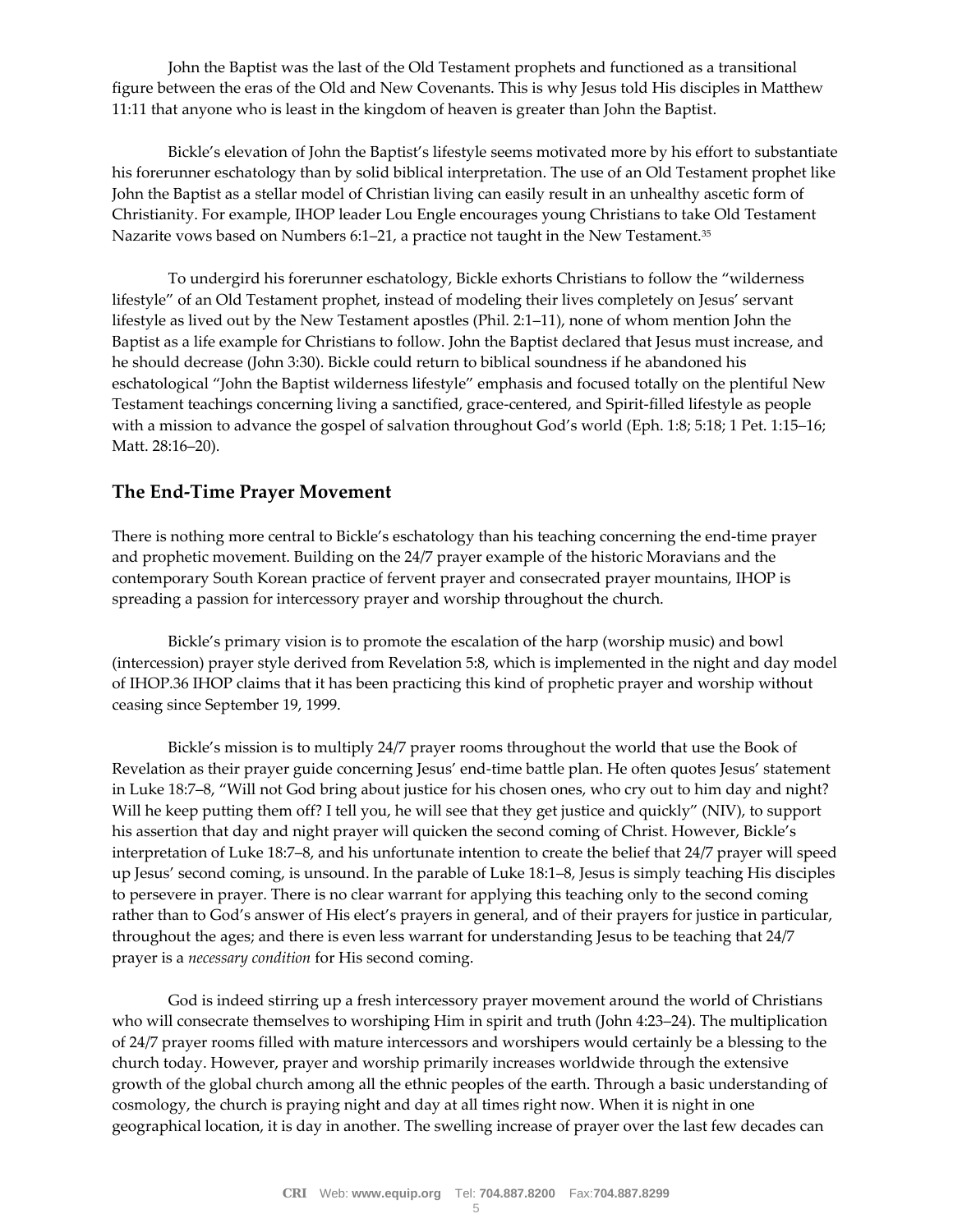John the Baptist was the last of the Old Testament prophets and functioned as a transitional figure between the eras of the Old and New Covenants. This is why Jesus told His disciples in Matthew 11:11 that anyone who is least in the kingdom of heaven is greater than John the Baptist.

Bickle's elevation of John the Baptist's lifestyle seems motivated more by his effort to substantiate his forerunner eschatology than by solid biblical interpretation. The use of an Old Testament prophet like John the Baptist as a stellar model of Christian living can easily result in an unhealthy ascetic form of Christianity. For example, IHOP leader Lou Engle encourages young Christians to take Old Testament Nazarite vows based on Numbers 6:1–21, a practice not taught in the New Testament.[35]

To undergird his forerunner eschatology, Bickle exhorts Christians to follow the "wilderness lifestyle" of an Old Testament prophet, instead of modeling their lives completely on Jesus' servant lifestyle as lived out by the New Testament apostles (Phil. 2:1–11), none of whom mention John the Baptist as a life example for Christians to follow. John the Baptist declared that Jesus must increase, and he should decrease (John 3:30). Bickle could return to biblical soundness if he abandoned his eschatological "John the Baptist wilderness lifestyle" emphasis and focused totally on the plentiful New Testament teachings concerning living a sanctified, grace-centered, and Spirit-filled lifestyle as people with a mission to advance the gospel of salvation throughout God's world (Eph. 1:8; 5:18; 1 Pet. 1:15–16; Matt. 28:16–20).

## The End-Time Prayer Movement

There is nothing more central to Bickle's eschatology than his teaching concerning the end-time prayer and prophetic movement. Building on the 24/7 prayer example of the historic Moravians and the contemporary South Korean practice of fervent prayer and consecrated prayer mountains, IHOP is spreading a passion for intercessory prayer and worship throughout the church.

Bickle's primary vision is to promote the escalation of the harp (worship music) and bowl (intercession) prayer style derived from Revelation 5:8, which is implemented in the night and day model of IHOP.36 IHOP claims that it has been practicing this kind of prophetic prayer and worship without ceasing since September 19, 1999.

Bickle's mission is to multiply 24/7 prayer rooms throughout the world that use the Book of Revelation as their prayer guide concerning Jesus' end-time battle plan. He often quotes Jesus' statement in Luke 18:7–8, "Will not God bring about justice for his chosen ones, who cry out to him day and night? Will he keep putting them off? I tell you, he will see that they get justice and quickly" (NIV), to support his assertion that day and night prayer will quicken the second coming of Christ. However, Bickle's interpretation of Luke 18:7–8, and his unfortunate intention to create the belief that 24/7 prayer will speed up Jesus' second coming, is unsound. In the parable of Luke 18:1–8, Jesus is simply teaching His disciples to persevere in prayer. There is no clear warrant for applying this teaching only to the second coming rather than to God's answer of His elect's prayers in general, and of their prayers for justice in particular, throughout the ages; and there is even less warrant for understanding Jesus to be teaching that 24/7 prayer is a *necessary condition* for His second coming.

God is indeed stirring up a fresh intercessory prayer movement around the world of Christians who will consecrate themselves to worshiping Him in spirit and truth (John 4:23–24). The multiplication of 24/7 prayer rooms filled with mature intercessors and worshipers would certainly be a blessing to the church today. However, prayer and worship primarily increases worldwide through the extensive growth of the global church among all the ethnic peoples of the earth. Through a basic understanding of cosmology, the church is praying night and day at all times right now. When it is night in one geographical location, it is day in another. The swelling increase of prayer over the last few decades can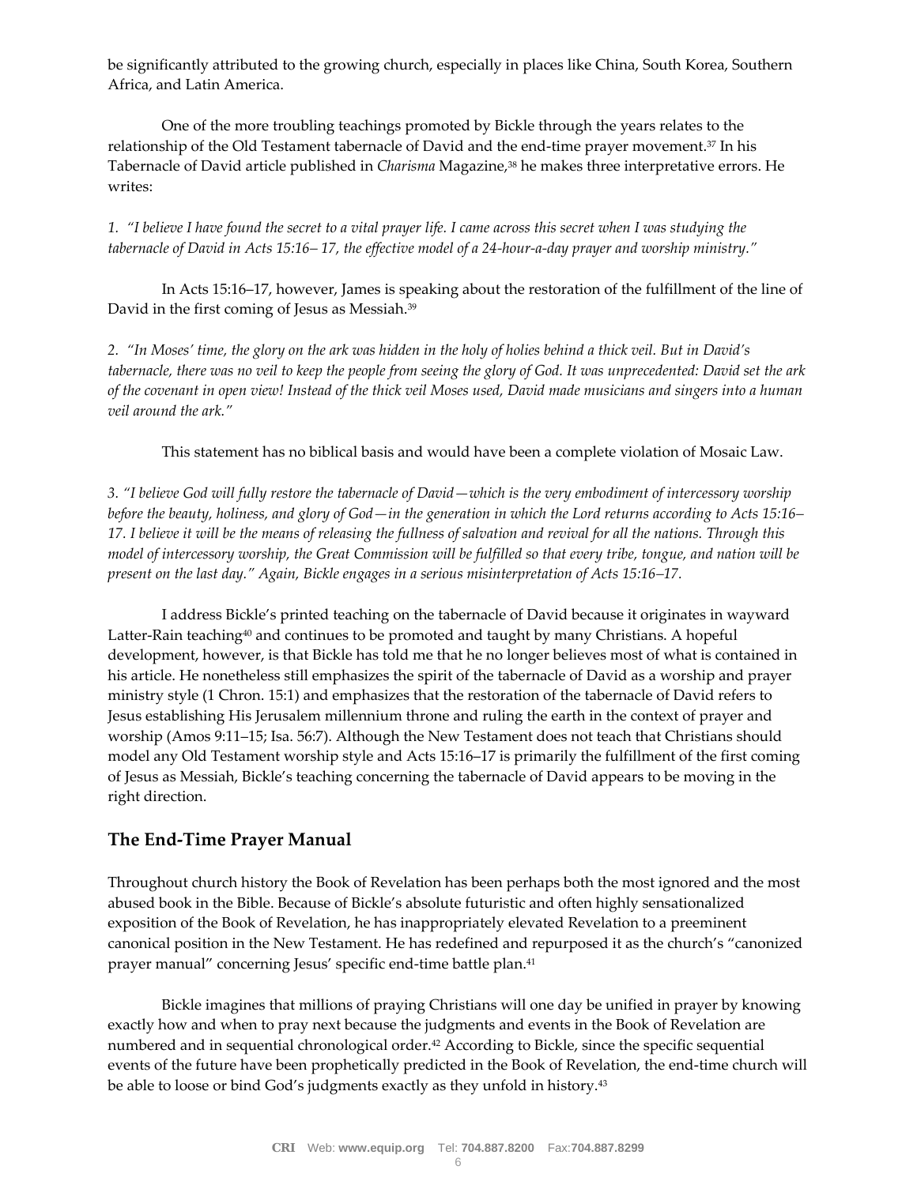be significantly attributed to the growing church, especially in places like China, South Korea, Southern Africa, and Latin America.

One of the more troubling teachings promoted by Bickle through the years relates to the relationship of the Old Testament tabernacle of David and the end-time prayer movement.[37] In his Tabernacle of David article published in *Charisma* Magazine,[38] he makes three interpretative errors. He writes:

*1. "I believe I have found the secret to a vital prayer life. I came across this secret when I was studying the tabernacle of David in Acts 15:16– 17, the effective model of a 24-hour-a-day prayer and worship ministry."*

In Acts 15:16–17, however, James is speaking about the restoration of the fulfillment of the line of David in the first coming of Jesus as Messiah.[39]

*2. "In Moses' time, the glory on the ark was hidden in the holy of holies behind a thick veil. But in David's tabernacle, there was no veil to keep the people from seeing the glory of God. It was unprecedented: David set the ark of the covenant in open view! Instead of the thick veil Moses used, David made musicians and singers into a human veil around the ark."*

This statement has no biblical basis and would have been a complete violation of Mosaic Law.

*3. "I believe God will fully restore the tabernacle of David—which is the very embodiment of intercessory worship before the beauty, holiness, and glory of God—in the generation in which the Lord returns according to Acts 15:16–17. I believe it will be the means of releasing the fullness of salvation and revival for all the nations. Through this model of intercessory worship, the Great Commission will be fulfilled so that every tribe, tongue, and nation will be present on the last day." Again, Bickle engages in a serious misinterpretation of Acts 15:16–17.*

I address Bickle's printed teaching on the tabernacle of David because it originates in wayward Latter-Rain teaching[40] and continues to be promoted and taught by many Christians. A hopeful development, however, is that Bickle has told me that he no longer believes most of what is contained in his article. He nonetheless still emphasizes the spirit of the tabernacle of David as a worship and prayer ministry style (1 Chron. 15:1) and emphasizes that the restoration of the tabernacle of David refers to Jesus establishing His Jerusalem millennium throne and ruling the earth in the context of prayer and worship (Amos 9:11–15; Isa. 56:7). Although the New Testament does not teach that Christians should model any Old Testament worship style and Acts 15:16–17 is primarily the fulfillment of the first coming of Jesus as Messiah, Bickle's teaching concerning the tabernacle of David appears to be moving in the right direction.

## The End-Time Prayer Manual

Throughout church history the Book of Revelation has been perhaps both the most ignored and the most abused book in the Bible. Because of Bickle's absolute futuristic and often highly sensationalized exposition of the Book of Revelation, he has inappropriately elevated Revelation to a preeminent canonical position in the New Testament. He has redefined and repurposed it as the church's "canonized prayer manual" concerning Jesus' specific end-time battle plan.[41]

Bickle imagines that millions of praying Christians will one day be unified in prayer by knowing exactly how and when to pray next because the judgments and events in the Book of Revelation are numbered and in sequential chronological order.[42] According to Bickle, since the specific sequential events of the future have been prophetically predicted in the Book of Revelation, the end-time church will be able to loose or bind God's judgments exactly as they unfold in history.[43]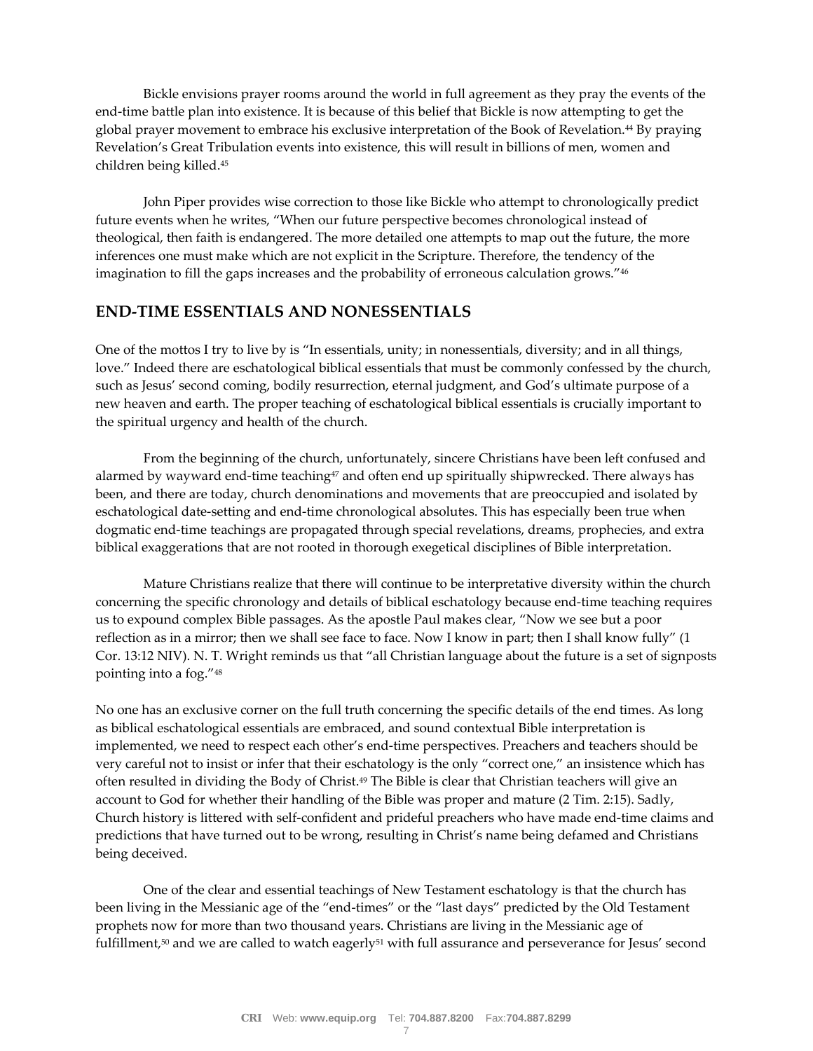Bickle envisions prayer rooms around the world in full agreement as they pray the events of the end-time battle plan into existence. It is because of this belief that Bickle is now attempting to get the global prayer movement to embrace his exclusive interpretation of the Book of Revelation.[44] By praying Revelation's Great Tribulation events into existence, this will result in billions of men, women and children being killed.[45]

John Piper provides wise correction to those like Bickle who attempt to chronologically predict future events when he writes, "When our future perspective becomes chronological instead of theological, then faith is endangered. The more detailed one attempts to map out the future, the more inferences one must make which are not explicit in the Scripture. Therefore, the tendency of the imagination to fill the gaps increases and the probability of erroneous calculation grows."[46]

## END-TIME ESSENTIALS AND NONESSENTIALS

One of the mottos I try to live by is "In essentials, unity; in nonessentials, diversity; and in all things, love." Indeed there are eschatological biblical essentials that must be commonly confessed by the church, such as Jesus' second coming, bodily resurrection, eternal judgment, and God's ultimate purpose of a new heaven and earth. The proper teaching of eschatological biblical essentials is crucially important to the spiritual urgency and health of the church.

From the beginning of the church, unfortunately, sincere Christians have been left confused and alarmed by wayward end-time teaching[47] and often end up spiritually shipwrecked. There always has been, and there are today, church denominations and movements that are preoccupied and isolated by eschatological date-setting and end-time chronological absolutes. This has especially been true when dogmatic end-time teachings are propagated through special revelations, dreams, prophecies, and extra biblical exaggerations that are not rooted in thorough exegetical disciplines of Bible interpretation.

Mature Christians realize that there will continue to be interpretative diversity within the church concerning the specific chronology and details of biblical eschatology because end-time teaching requires us to expound complex Bible passages. As the apostle Paul makes clear, "Now we see but a poor reflection as in a mirror; then we shall see face to face. Now I know in part; then I shall know fully" (1 Cor. 13:12 NIV). N. T. Wright reminds us that "all Christian language about the future is a set of signposts pointing into a fog."[48]

No one has an exclusive corner on the full truth concerning the specific details of the end times. As long as biblical eschatological essentials are embraced, and sound contextual Bible interpretation is implemented, we need to respect each other's end-time perspectives. Preachers and teachers should be very careful not to insist or infer that their eschatology is the only "correct one," an insistence which has often resulted in dividing the Body of Christ.[49] The Bible is clear that Christian teachers will give an account to God for whether their handling of the Bible was proper and mature (2 Tim. 2:15). Sadly, Church history is littered with self-confident and prideful preachers who have made end-time claims and predictions that have turned out to be wrong, resulting in Christ's name being defamed and Christians being deceived.

One of the clear and essential teachings of New Testament eschatology is that the church has been living in the Messianic age of the "end-times" or the "last days" predicted by the Old Testament prophets now for more than two thousand years. Christians are living in the Messianic age of fulfillment,[50] and we are called to watch eagerly[51] with full assurance and perseverance for Jesus' second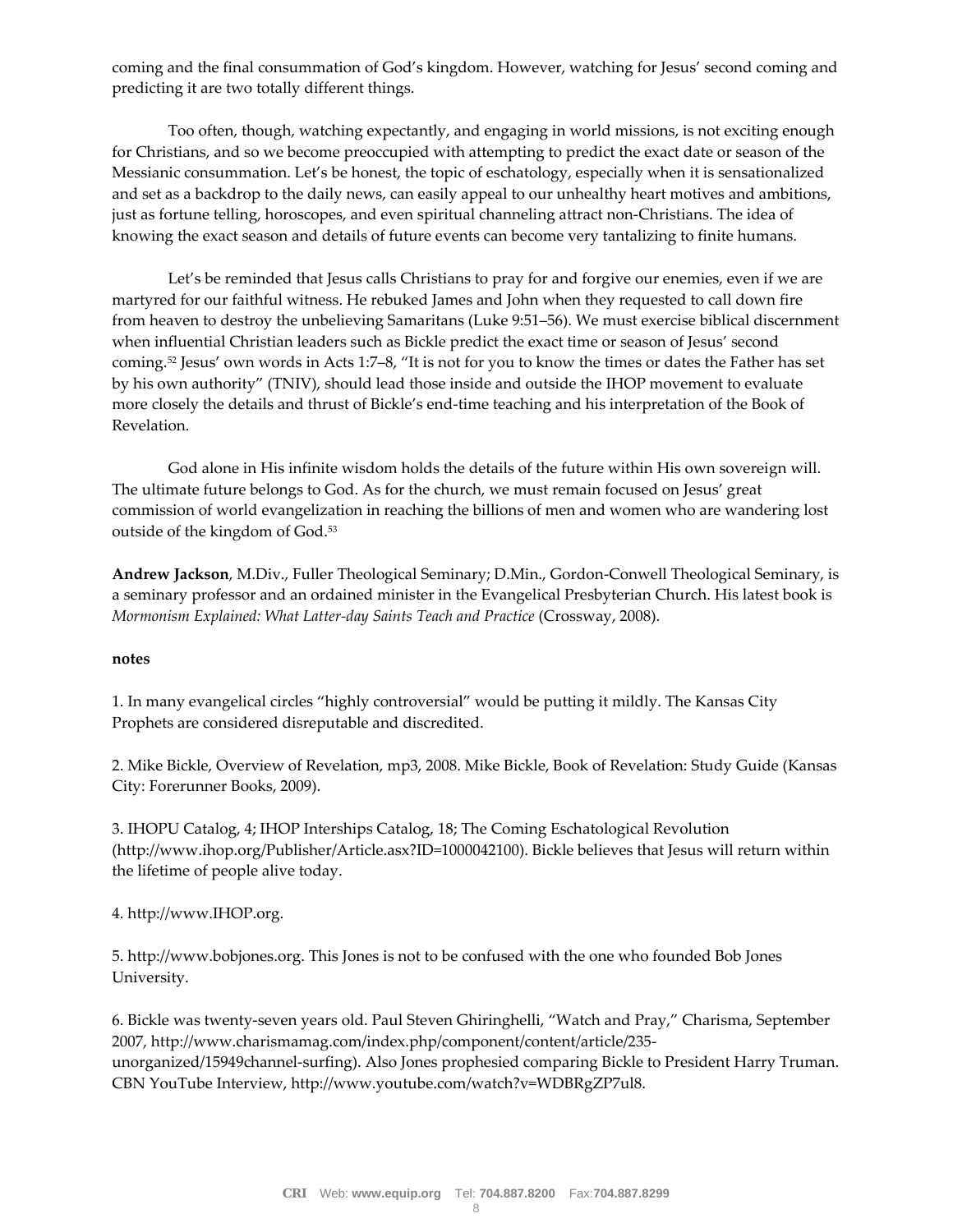coming and the final consummation of God's kingdom. However, watching for Jesus' second coming and predicting it are two totally different things.

Too often, though, watching expectantly, and engaging in world missions, is not exciting enough for Christians, and so we become preoccupied with attempting to predict the exact date or season of the Messianic consummation. Let's be honest, the topic of eschatology, especially when it is sensationalized and set as a backdrop to the daily news, can easily appeal to our unhealthy heart motives and ambitions, just as fortune telling, horoscopes, and even spiritual channeling attract non-Christians. The idea of knowing the exact season and details of future events can become very tantalizing to finite humans.

Let's be reminded that Jesus calls Christians to pray for and forgive our enemies, even if we are martyred for our faithful witness. He rebuked James and John when they requested to call down fire from heaven to destroy the unbelieving Samaritans (Luke 9:51–56). We must exercise biblical discernment when influential Christian leaders such as Bickle predict the exact time or season of Jesus' second coming.[52] Jesus' own words in Acts 1:7–8, "It is not for you to know the times or dates the Father has set by his own authority" (TNIV), should lead those inside and outside the IHOP movement to evaluate more closely the details and thrust of Bickle's end-time teaching and his interpretation of the Book of Revelation.

God alone in His infinite wisdom holds the details of the future within His own sovereign will. The ultimate future belongs to God. As for the church, we must remain focused on Jesus' great commission of world evangelization in reaching the billions of men and women who are wandering lost outside of the kingdom of God.[53]

**Andrew Jackson**, M.Div., Fuller Theological Seminary; D.Min., Gordon-Conwell Theological Seminary, is a seminary professor and an ordained minister in the Evangelical Presbyterian Church. His latest book is *Mormonism Explained: What Latter-day Saints Teach and Practice* (Crossway, 2008).

**notes**

1. In many evangelical circles "highly controversial" would be putting it mildly. The Kansas City Prophets are considered disreputable and discredited.

2. Mike Bickle, Overview of Revelation, mp3, 2008. Mike Bickle, Book of Revelation: Study Guide (Kansas City: Forerunner Books, 2009).

3. IHOPU Catalog, 4; IHOP Interships Catalog, 18; The Coming Eschatological Revolution (http://www.ihop.org/Publisher/Article.asx?ID=1000042100). Bickle believes that Jesus will return within the lifetime of people alive today.

4. http://www.IHOP.org.

5. http://www.bobjones.org. This Jones is not to be confused with the one who founded Bob Jones University.

6. Bickle was twenty-seven years old. Paul Steven Ghiringhelli, "Watch and Pray," Charisma, September 2007, http://www.charismamag.com/index.php/component/content/article/235-unorganized/15949channel-surfing). Also Jones prophesied comparing Bickle to President Harry Truman. CBN YouTube Interview, http://www.youtube.com/watch?v=WDBRgZP7ul8.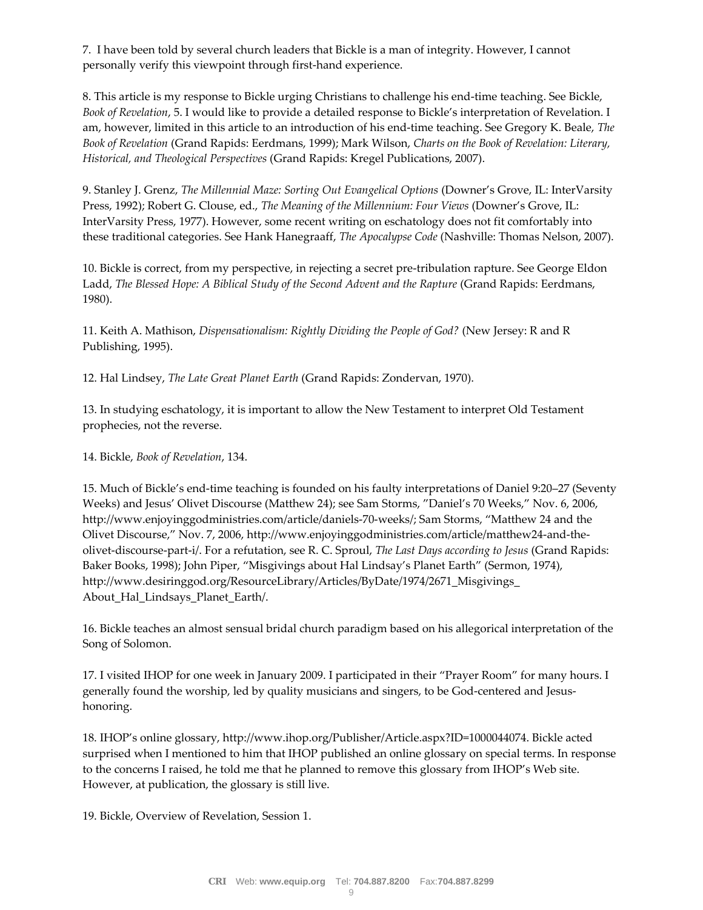7. I have been told by several church leaders that Bickle is a man of integrity. However, I cannot personally verify this viewpoint through first-hand experience.

8. This article is my response to Bickle urging Christians to challenge his end-time teaching. See Bickle, *Book of Revelation*, 5. I would like to provide a detailed response to Bickle's interpretation of Revelation. I am, however, limited in this article to an introduction of his end-time teaching. See Gregory K. Beale, *The Book of Revelation* (Grand Rapids: Eerdmans, 1999); Mark Wilson, *Charts on the Book of Revelation: Literary, Historical, and Theological Perspectives* (Grand Rapids: Kregel Publications, 2007).

9. Stanley J. Grenz, *The Millennial Maze: Sorting Out Evangelical Options* (Downer's Grove, IL: InterVarsity Press, 1992); Robert G. Clouse, ed., *The Meaning of the Millennium: Four Views* (Downer's Grove, IL: InterVarsity Press, 1977). However, some recent writing on eschatology does not fit comfortably into these traditional categories. See Hank Hanegraaff, *The Apocalypse Code* (Nashville: Thomas Nelson, 2007).

10. Bickle is correct, from my perspective, in rejecting a secret pre-tribulation rapture. See George Eldon Ladd, *The Blessed Hope: A Biblical Study of the Second Advent and the Rapture* (Grand Rapids: Eerdmans, 1980).

11. Keith A. Mathison, *Dispensationalism: Rightly Dividing the People of God?* (New Jersey: R and R Publishing, 1995).

12. Hal Lindsey, *The Late Great Planet Earth* (Grand Rapids: Zondervan, 1970).

13. In studying eschatology, it is important to allow the New Testament to interpret Old Testament prophecies, not the reverse.

14. Bickle, *Book of Revelation*, 134.

15. Much of Bickle's end-time teaching is founded on his faulty interpretations of Daniel 9:20–27 (Seventy Weeks) and Jesus' Olivet Discourse (Matthew 24); see Sam Storms, "Daniel's 70 Weeks," Nov. 6, 2006, http://www.enjoyinggodministries.com/article/daniels-70-weeks/; Sam Storms, "Matthew 24 and the Olivet Discourse," Nov. 7, 2006, http://www.enjoyinggodministries.com/article/matthew24-and-the-olivet-discourse-part-i/. For a refutation, see R. C. Sproul, *The Last Days according to Jesus* (Grand Rapids: Baker Books, 1998); John Piper, "Misgivings about Hal Lindsay's Planet Earth" (Sermon, 1974), http://www.desiringgod.org/ResourceLibrary/Articles/ByDate/1974/2671_Misgivings_About_Hal_Lindsays_Planet_Earth/.

16. Bickle teaches an almost sensual bridal church paradigm based on his allegorical interpretation of the Song of Solomon.

17. I visited IHOP for one week in January 2009. I participated in their "Prayer Room" for many hours. I generally found the worship, led by quality musicians and singers, to be God-centered and Jesus-honoring.

18. IHOP's online glossary, http://www.ihop.org/Publisher/Article.aspx?ID=1000044074. Bickle acted surprised when I mentioned to him that IHOP published an online glossary on special terms. In response to the concerns I raised, he told me that he planned to remove this glossary from IHOP's Web site. However, at publication, the glossary is still live.

19. Bickle, Overview of Revelation, Session 1.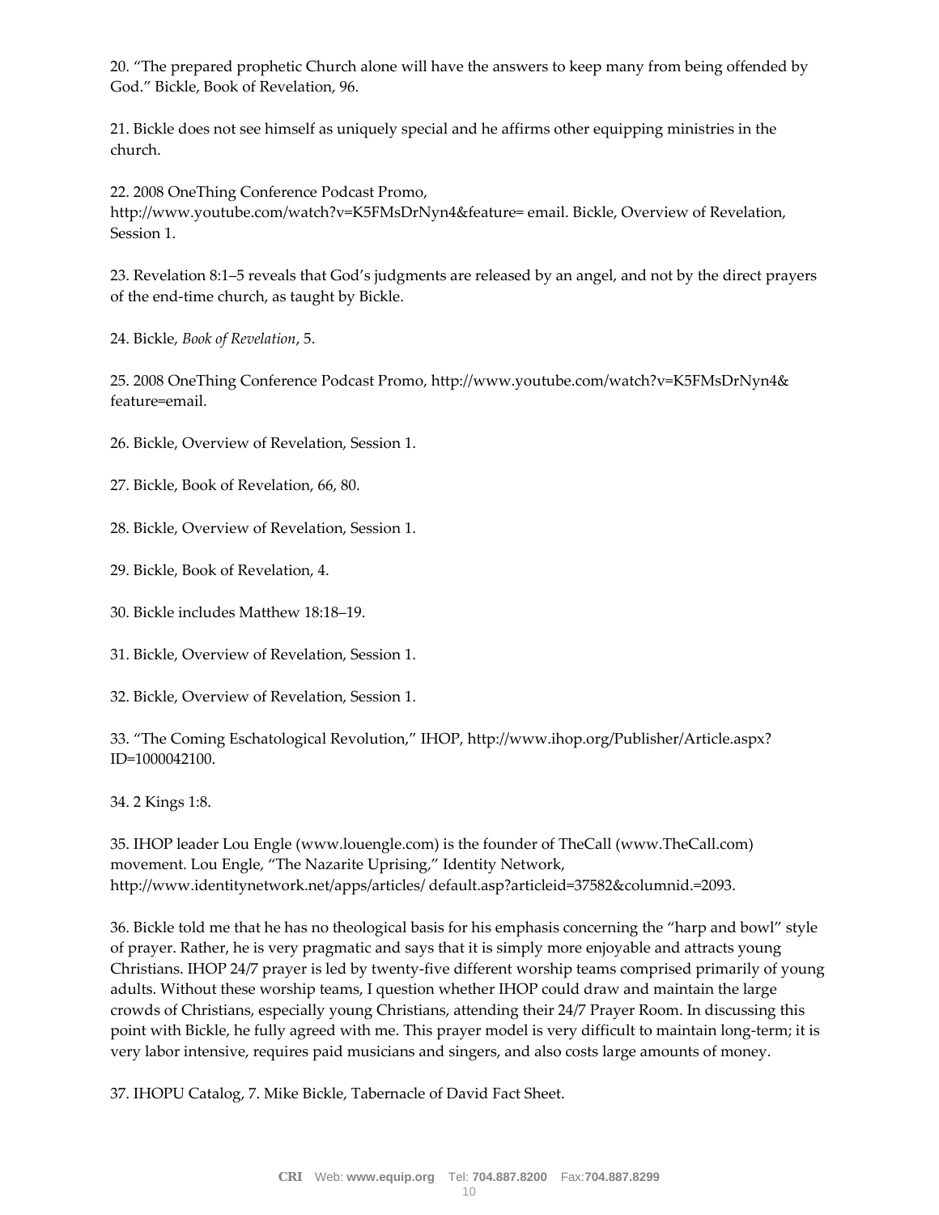20. "The prepared prophetic Church alone will have the answers to keep many from being offended by God." Bickle, Book of Revelation, 96.

21. Bickle does not see himself as uniquely special and he affirms other equipping ministries in the church.

22. 2008 OneThing Conference Podcast Promo, http://www.youtube.com/watch?v=K5FMsDrNyn4&feature= email. Bickle, Overview of Revelation, Session 1.

23. Revelation 8:1–5 reveals that God's judgments are released by an angel, and not by the direct prayers of the end-time church, as taught by Bickle.

24. Bickle, *Book of Revelation*, 5.

25. 2008 OneThing Conference Podcast Promo, http://www.youtube.com/watch?v=K5FMsDrNyn4& feature=email.

26. Bickle, Overview of Revelation, Session 1.

27. Bickle, Book of Revelation, 66, 80.

28. Bickle, Overview of Revelation, Session 1.

29. Bickle, Book of Revelation, 4.

30. Bickle includes Matthew 18:18–19.

31. Bickle, Overview of Revelation, Session 1.

32. Bickle, Overview of Revelation, Session 1.

33. "The Coming Eschatological Revolution," IHOP, http://www.ihop.org/Publisher/Article.aspx? ID=1000042100.

34. 2 Kings 1:8.

35. IHOP leader Lou Engle (www.louengle.com) is the founder of TheCall (www.TheCall.com) movement. Lou Engle, "The Nazarite Uprising," Identity Network, http://www.identitynetwork.net/apps/articles/ default.asp?articleid=37582&columnid.=2093.

36. Bickle told me that he has no theological basis for his emphasis concerning the "harp and bowl" style of prayer. Rather, he is very pragmatic and says that it is simply more enjoyable and attracts young Christians. IHOP 24/7 prayer is led by twenty-five different worship teams comprised primarily of young adults. Without these worship teams, I question whether IHOP could draw and maintain the large crowds of Christians, especially young Christians, attending their 24/7 Prayer Room. In discussing this point with Bickle, he fully agreed with me. This prayer model is very difficult to maintain long-term; it is very labor intensive, requires paid musicians and singers, and also costs large amounts of money.

37. IHOPU Catalog, 7. Mike Bickle, Tabernacle of David Fact Sheet.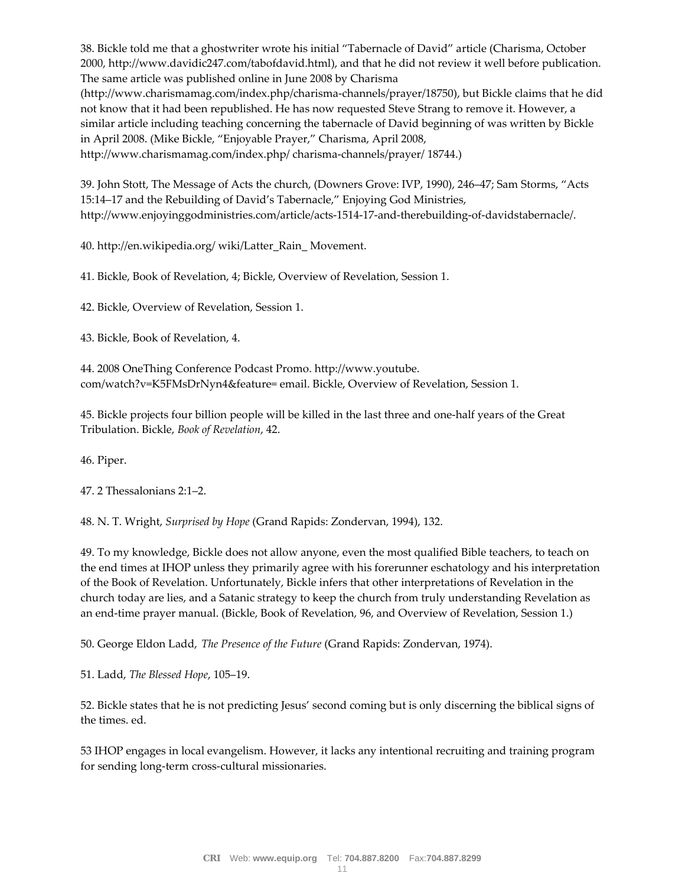38. Bickle told me that a ghostwriter wrote his initial "Tabernacle of David" article (Charisma, October 2000, http://www.davidic247.com/tabofdavid.html), and that he did not review it well before publication. The same article was published online in June 2008 by Charisma (http://www.charismamag.com/index.php/charisma-channels/prayer/18750), but Bickle claims that he did not know that it had been republished. He has now requested Steve Strang to remove it. However, a similar article including teaching concerning the tabernacle of David beginning of was written by Bickle in April 2008. (Mike Bickle, "Enjoyable Prayer," Charisma, April 2008, http://www.charismamag.com/index.php/ charisma-channels/prayer/ 18744.)

39. John Stott, The Message of Acts the church, (Downers Grove: IVP, 1990), 246–47; Sam Storms, "Acts 15:14–17 and the Rebuilding of David's Tabernacle," Enjoying God Ministries, http://www.enjoyinggodministries.com/article/acts-1514-17-and-therebuilding-of-davidstabernacle/.

40. http://en.wikipedia.org/ wiki/Latter_Rain_ Movement.

41. Bickle, Book of Revelation, 4; Bickle, Overview of Revelation, Session 1.

42. Bickle, Overview of Revelation, Session 1.

43. Bickle, Book of Revelation, 4.

44. 2008 OneThing Conference Podcast Promo. http://www.youtube. com/watch?v=K5FMsDrNyn4&feature= email. Bickle, Overview of Revelation, Session 1.

45. Bickle projects four billion people will be killed in the last three and one-half years of the Great Tribulation. Bickle, *Book of Revelation*, 42.

46. Piper.

47. 2 Thessalonians 2:1–2.

48. N. T. Wright, *Surprised by Hope* (Grand Rapids: Zondervan, 1994), 132.

49. To my knowledge, Bickle does not allow anyone, even the most qualified Bible teachers, to teach on the end times at IHOP unless they primarily agree with his forerunner eschatology and his interpretation of the Book of Revelation. Unfortunately, Bickle infers that other interpretations of Revelation in the church today are lies, and a Satanic strategy to keep the church from truly understanding Revelation as an end-time prayer manual. (Bickle, Book of Revelation, 96, and Overview of Revelation, Session 1.)

50. George Eldon Ladd, *The Presence of the Future* (Grand Rapids: Zondervan, 1974).

51. Ladd, *The Blessed Hope*, 105–19.

52. Bickle states that he is not predicting Jesus' second coming but is only discerning the biblical signs of the times. ed.

53 IHOP engages in local evangelism. However, it lacks any intentional recruiting and training program for sending long-term cross-cultural missionaries.